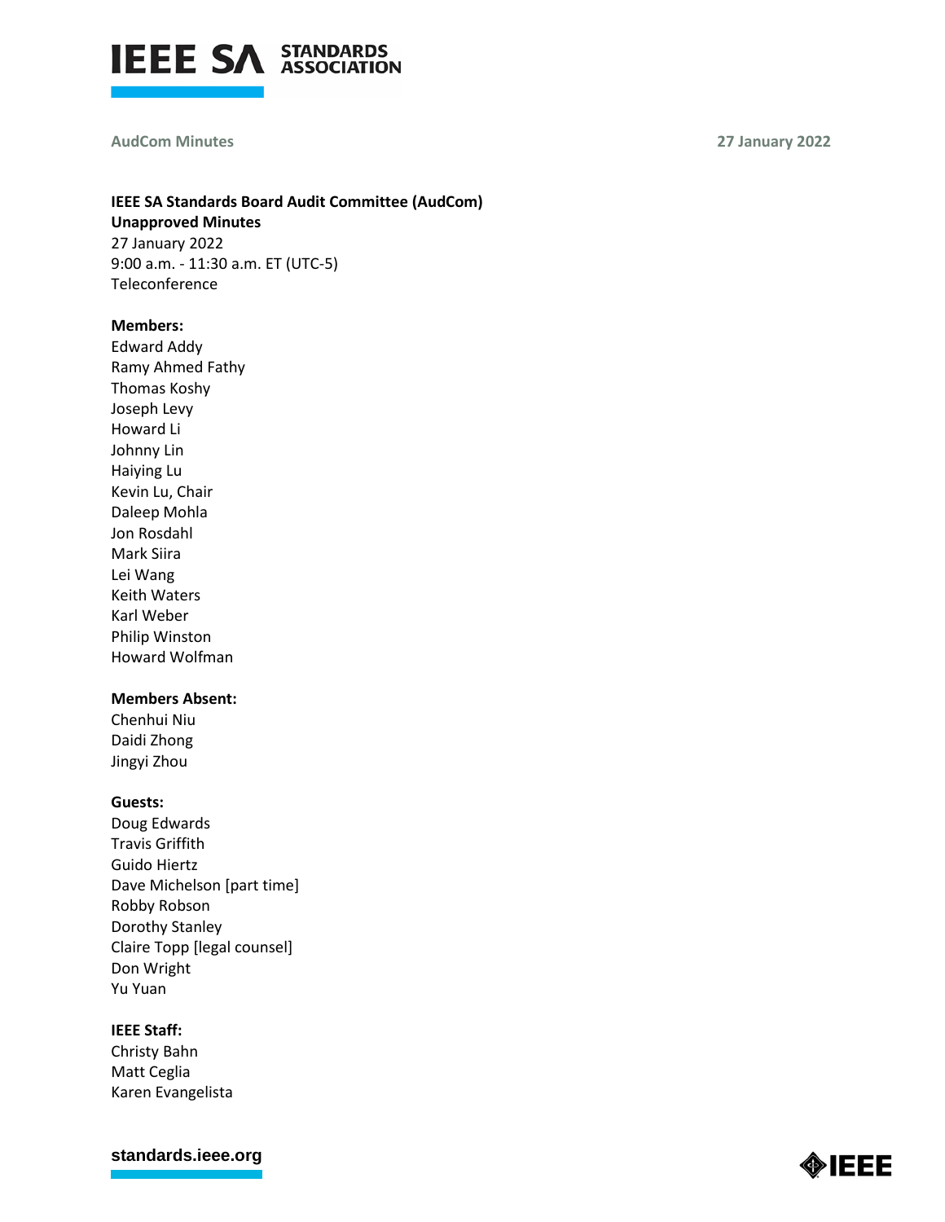**AudCom Minutes** **27 January 2022**

**IEEE SA Standards Board Audit Committee (AudCom)**
**Unapproved Minutes**
27 January 2022
9:00 a.m. - 11:30 a.m. ET (UTC-5)
Teleconference

**Members:**
Edward Addy
Ramy Ahmed Fathy
Thomas Koshy
Joseph Levy
Howard Li
Johnny Lin
Haiying Lu
Kevin Lu, Chair
Daleep Mohla
Jon Rosdahl
Mark Siira
Lei Wang
Keith Waters
Karl Weber
Philip Winston
Howard Wolfman

**Members Absent:**
Chenhui Niu
Daidi Zhong
Jingyi Zhou

**Guests:**
Doug Edwards
Travis Griffith
Guido Hiertz
Dave Michelson [part time]
Robby Robson
Dorothy Stanley
Claire Topp [legal counsel]
Don Wright
Yu Yuan

**IEEE Staff:**
Christy Bahn
Matt Ceglia
Karen Evangelista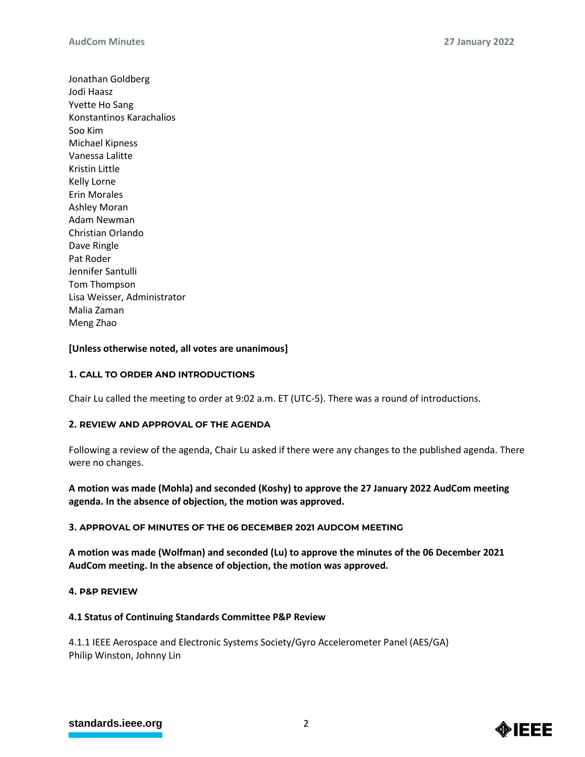Jonathan Goldberg
Jodi Haasz
Yvette Ho Sang
Konstantinos Karachalios
Soo Kim
Michael Kipness
Vanessa Lalitte
Kristin Little
Kelly Lorne
Erin Morales
Ashley Moran
Adam Newman
Christian Orlando
Dave Ringle
Pat Roder
Jennifer Santulli
Tom Thompson
Lisa Weisser, Administrator
Malia Zaman
Meng Zhao

**[Unless otherwise noted, all votes are unanimous]**

### 1. CALL TO ORDER AND INTRODUCTIONS

Chair Lu called the meeting to order at 9:02 a.m. ET (UTC-5). There was a round of introductions.

### 2. REVIEW AND APPROVAL OF THE AGENDA

Following a review of the agenda, Chair Lu asked if there were any changes to the published agenda. There were no changes.

**A motion was made (Mohla) and seconded (Koshy) to approve the 27 January 2022 AudCom meeting agenda. In the absence of objection, the motion was approved.**

### 3. APPROVAL OF MINUTES OF THE 06 DECEMBER 2021 AUDCOM MEETING

**A motion was made (Wolfman) and seconded (Lu) to approve the minutes of the 06 December 2021 AudCom meeting. In the absence of objection, the motion was approved.**

### 4. P&P REVIEW

#### 4.1 Status of Continuing Standards Committee P&P Review

4.1.1 IEEE Aerospace and Electronic Systems Society/Gyro Accelerometer Panel (AES/GA)
Philip Winston, Johnny Lin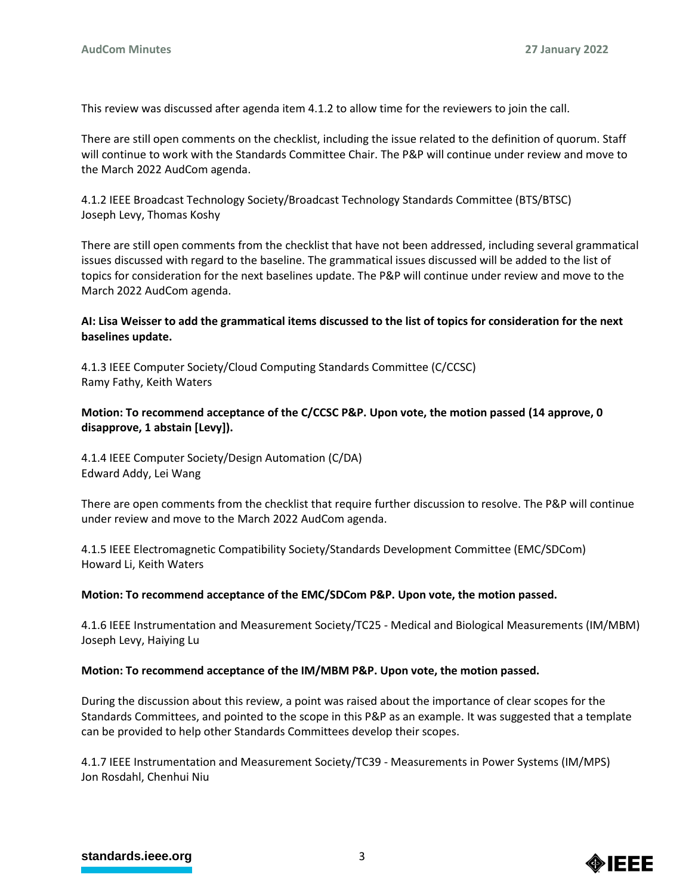This review was discussed after agenda item 4.1.2 to allow time for the reviewers to join the call.

There are still open comments on the checklist, including the issue related to the definition of quorum. Staff will continue to work with the Standards Committee Chair. The P&P will continue under review and move to the March 2022 AudCom agenda.

4.1.2 IEEE Broadcast Technology Society/Broadcast Technology Standards Committee (BTS/BTSC)
Joseph Levy, Thomas Koshy

There are still open comments from the checklist that have not been addressed, including several grammatical issues discussed with regard to the baseline. The grammatical issues discussed will be added to the list of topics for consideration for the next baselines update. The P&P will continue under review and move to the March 2022 AudCom agenda.

**AI: Lisa Weisser to add the grammatical items discussed to the list of topics for consideration for the next baselines update.**

4.1.3 IEEE Computer Society/Cloud Computing Standards Committee (C/CCSC)
Ramy Fathy, Keith Waters

**Motion: To recommend acceptance of the C/CCSC P&P. Upon vote, the motion passed (14 approve, 0 disapprove, 1 abstain [Levy]).**

4.1.4 IEEE Computer Society/Design Automation (C/DA)
Edward Addy, Lei Wang

There are open comments from the checklist that require further discussion to resolve. The P&P will continue under review and move to the March 2022 AudCom agenda.

4.1.5 IEEE Electromagnetic Compatibility Society/Standards Development Committee (EMC/SDCom)
Howard Li, Keith Waters

**Motion: To recommend acceptance of the EMC/SDCom P&P. Upon vote, the motion passed.**

4.1.6 IEEE Instrumentation and Measurement Society/TC25 - Medical and Biological Measurements (IM/MBM)
Joseph Levy, Haiying Lu

**Motion: To recommend acceptance of the IM/MBM P&P. Upon vote, the motion passed.**

During the discussion about this review, a point was raised about the importance of clear scopes for the Standards Committees, and pointed to the scope in this P&P as an example. It was suggested that a template can be provided to help other Standards Committees develop their scopes.

4.1.7 IEEE Instrumentation and Measurement Society/TC39 - Measurements in Power Systems (IM/MPS)
Jon Rosdahl, Chenhui Niu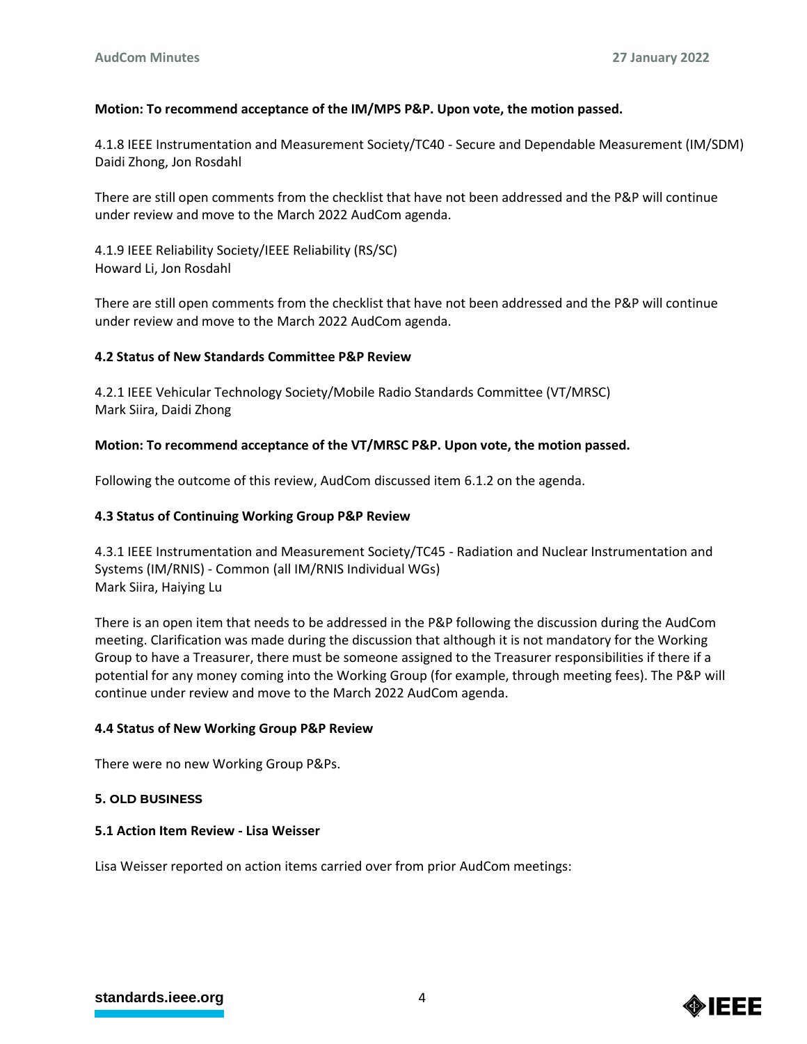**Motion: To recommend acceptance of the IM/MPS P&P. Upon vote, the motion passed.**

4.1.8 IEEE Instrumentation and Measurement Society/TC40 - Secure and Dependable Measurement (IM/SDM)
Daidi Zhong, Jon Rosdahl

There are still open comments from the checklist that have not been addressed and the P&P will continue under review and move to the March 2022 AudCom agenda.

4.1.9 IEEE Reliability Society/IEEE Reliability (RS/SC)
Howard Li, Jon Rosdahl

There are still open comments from the checklist that have not been addressed and the P&P will continue under review and move to the March 2022 AudCom agenda.

**4.2 Status of New Standards Committee P&P Review**

4.2.1 IEEE Vehicular Technology Society/Mobile Radio Standards Committee (VT/MRSC)
Mark Siira, Daidi Zhong

**Motion: To recommend acceptance of the VT/MRSC P&P. Upon vote, the motion passed.**

Following the outcome of this review, AudCom discussed item 6.1.2 on the agenda.

**4.3 Status of Continuing Working Group P&P Review**

4.3.1 IEEE Instrumentation and Measurement Society/TC45 - Radiation and Nuclear Instrumentation and Systems (IM/RNIS) - Common (all IM/RNIS Individual WGs)
Mark Siira, Haiying Lu

There is an open item that needs to be addressed in the P&P following the discussion during the AudCom meeting. Clarification was made during the discussion that although it is not mandatory for the Working Group to have a Treasurer, there must be someone assigned to the Treasurer responsibilities if there if a potential for any money coming into the Working Group (for example, through meeting fees). The P&P will continue under review and move to the March 2022 AudCom agenda.

**4.4 Status of New Working Group P&P Review**

There were no new Working Group P&Ps.

## 5. OLD BUSINESS

**5.1 Action Item Review - Lisa Weisser**

Lisa Weisser reported on action items carried over from prior AudCom meetings: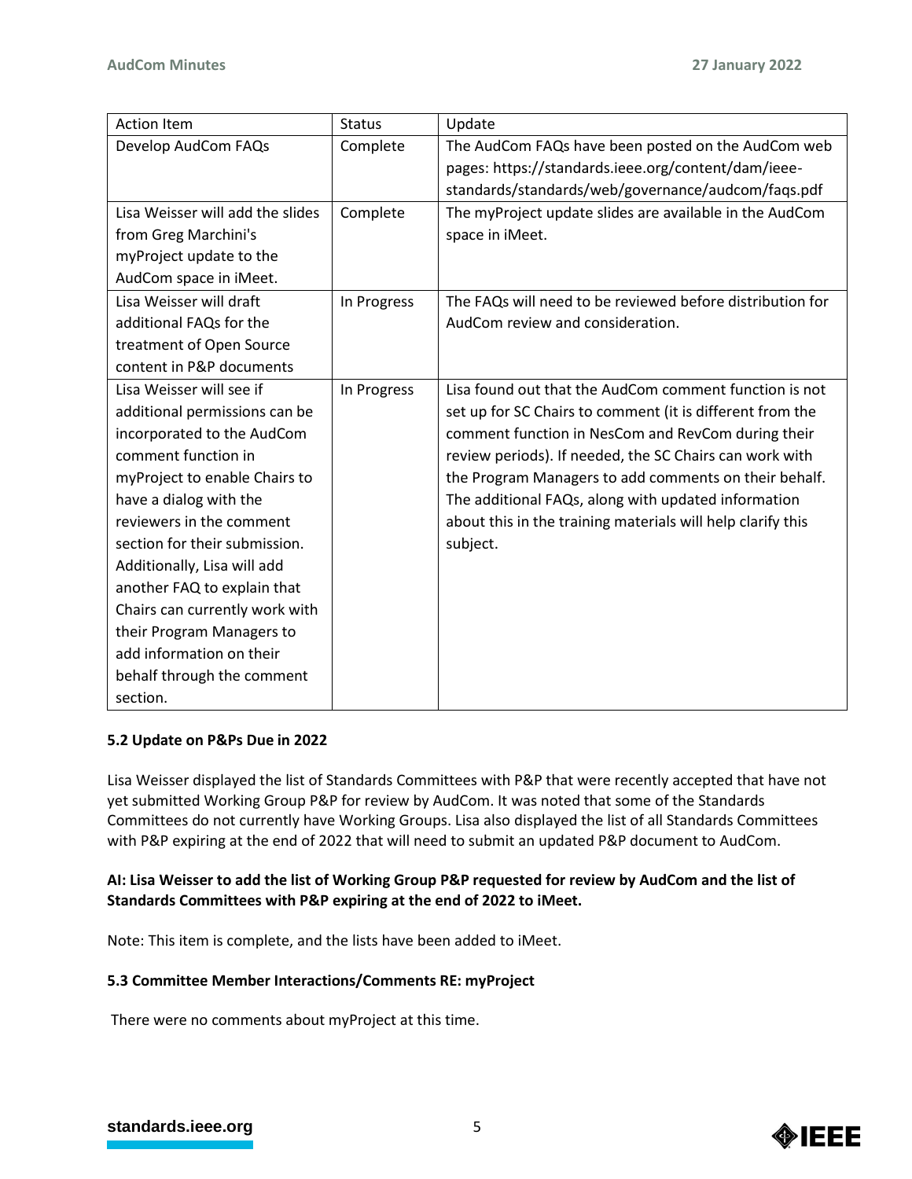| Action Item | Status | Update |
|---|---|---|
| Develop AudCom FAQs | Complete | The AudCom FAQs have been posted on the AudCom web pages: https://standards.ieee.org/content/dam/ieee-standards/standards/web/governance/audcom/faqs.pdf |
| Lisa Weisser will add the slides from Greg Marchini's myProject update to the AudCom space in iMeet. | Complete | The myProject update slides are available in the AudCom space in iMeet. |
| Lisa Weisser will draft additional FAQs for the treatment of Open Source content in P&P documents | In Progress | The FAQs will need to be reviewed before distribution for AudCom review and consideration. |
| Lisa Weisser will see if additional permissions can be incorporated to the AudCom comment function in myProject to enable Chairs to have a dialog with the reviewers in the comment section for their submission. Additionally, Lisa will add another FAQ to explain that Chairs can currently work with their Program Managers to add information on their behalf through the comment section. | In Progress | Lisa found out that the AudCom comment function is not set up for SC Chairs to comment (it is different from the comment function in NesCom and RevCom during their review periods). If needed, the SC Chairs can work with the Program Managers to add comments on their behalf. The additional FAQs, along with updated information about this in the training materials will help clarify this subject. |

### 5.2 Update on P&Ps Due in 2022

Lisa Weisser displayed the list of Standards Committees with P&P that were recently accepted that have not yet submitted Working Group P&P for review by AudCom. It was noted that some of the Standards Committees do not currently have Working Groups. Lisa also displayed the list of all Standards Committees with P&P expiring at the end of 2022 that will need to submit an updated P&P document to AudCom.

**AI: Lisa Weisser to add the list of Working Group P&P requested for review by AudCom and the list of Standards Committees with P&P expiring at the end of 2022 to iMeet.**

Note: This item is complete, and the lists have been added to iMeet.

### 5.3 Committee Member Interactions/Comments RE: myProject

There were no comments about myProject at this time.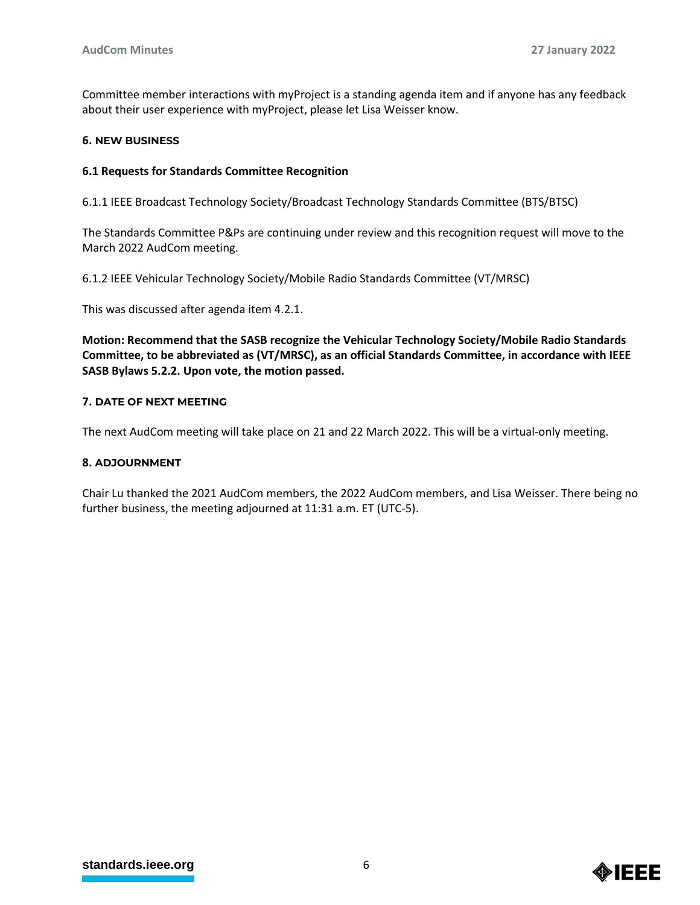Committee member interactions with myProject is a standing agenda item and if anyone has any feedback about their user experience with myProject, please let Lisa Weisser know.

## 6. NEW BUSINESS

### 6.1 Requests for Standards Committee Recognition

6.1.1 IEEE Broadcast Technology Society/Broadcast Technology Standards Committee (BTS/BTSC)

The Standards Committee P&Ps are continuing under review and this recognition request will move to the March 2022 AudCom meeting.

6.1.2 IEEE Vehicular Technology Society/Mobile Radio Standards Committee (VT/MRSC)

This was discussed after agenda item 4.2.1.

**Motion: Recommend that the SASB recognize the Vehicular Technology Society/Mobile Radio Standards Committee, to be abbreviated as (VT/MRSC), as an official Standards Committee, in accordance with IEEE SASB Bylaws 5.2.2. Upon vote, the motion passed.**

## 7. DATE OF NEXT MEETING

The next AudCom meeting will take place on 21 and 22 March 2022. This will be a virtual-only meeting.

## 8. ADJOURNMENT

Chair Lu thanked the 2021 AudCom members, the 2022 AudCom members, and Lisa Weisser. There being no further business, the meeting adjourned at 11:31 a.m. ET (UTC-5).